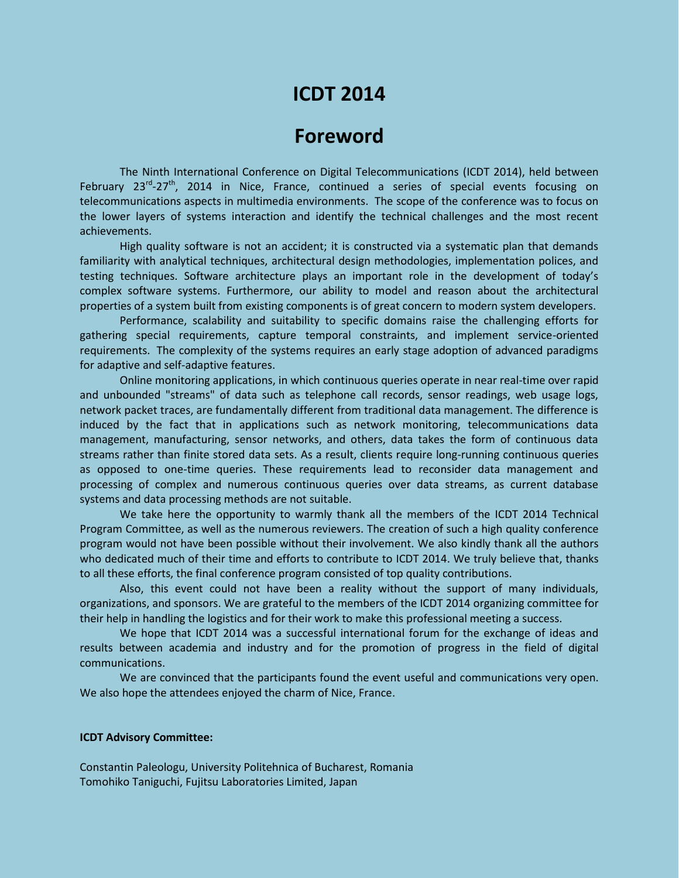# ICDT 2014

## Foreword

The Ninth International Conference on Digital Telecommunications (ICDT 2014), held between February 23[rd]-27[th], 2014 in Nice, France, continued a series of special events focusing on telecommunications aspects in multimedia environments. The scope of the conference was to focus on the lower layers of systems interaction and identify the technical challenges and the most recent achievements.

High quality software is not an accident; it is constructed via a systematic plan that demands familiarity with analytical techniques, architectural design methodologies, implementation polices, and testing techniques. Software architecture plays an important role in the development of today's complex software systems. Furthermore, our ability to model and reason about the architectural properties of a system built from existing components is of great concern to modern system developers.

Performance, scalability and suitability to specific domains raise the challenging efforts for gathering special requirements, capture temporal constraints, and implement service-oriented requirements. The complexity of the systems requires an early stage adoption of advanced paradigms for adaptive and self-adaptive features.

Online monitoring applications, in which continuous queries operate in near real-time over rapid and unbounded "streams" of data such as telephone call records, sensor readings, web usage logs, network packet traces, are fundamentally different from traditional data management. The difference is induced by the fact that in applications such as network monitoring, telecommunications data management, manufacturing, sensor networks, and others, data takes the form of continuous data streams rather than finite stored data sets. As a result, clients require long-running continuous queries as opposed to one-time queries. These requirements lead to reconsider data management and processing of complex and numerous continuous queries over data streams, as current database systems and data processing methods are not suitable.

We take here the opportunity to warmly thank all the members of the ICDT 2014 Technical Program Committee, as well as the numerous reviewers. The creation of such a high quality conference program would not have been possible without their involvement. We also kindly thank all the authors who dedicated much of their time and efforts to contribute to ICDT 2014. We truly believe that, thanks to all these efforts, the final conference program consisted of top quality contributions.

Also, this event could not have been a reality without the support of many individuals, organizations, and sponsors. We are grateful to the members of the ICDT 2014 organizing committee for their help in handling the logistics and for their work to make this professional meeting a success.

We hope that ICDT 2014 was a successful international forum for the exchange of ideas and results between academia and industry and for the promotion of progress in the field of digital communications.

We are convinced that the participants found the event useful and communications very open. We also hope the attendees enjoyed the charm of Nice, France.

**ICDT Advisory Committee:**

Constantin Paleologu, University Politehnica of Bucharest, Romania
Tomohiko Taniguchi, Fujitsu Laboratories Limited, Japan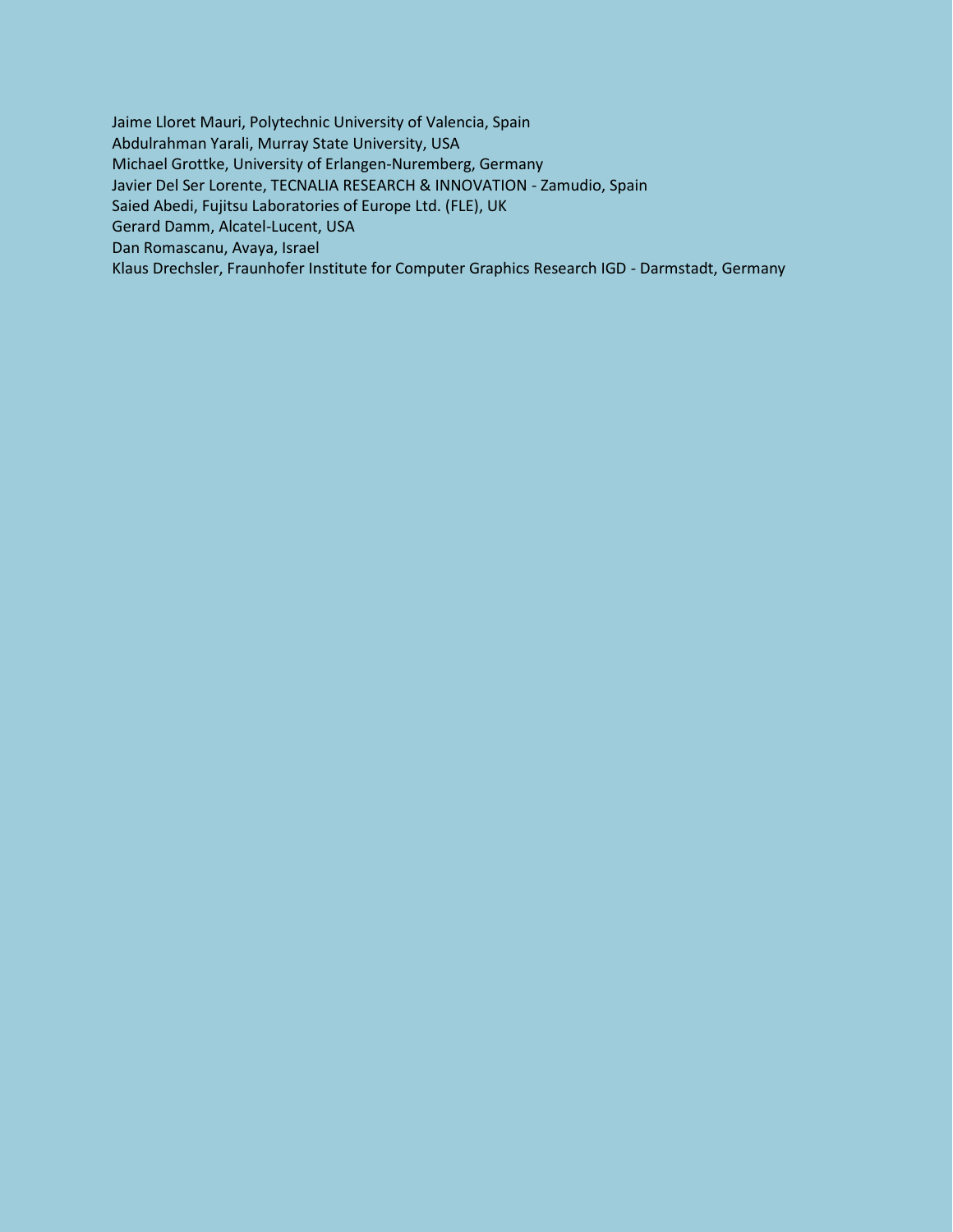Jaime Lloret Mauri, Polytechnic University of Valencia, Spain
Abdulrahman Yarali, Murray State University, USA
Michael Grottke, University of Erlangen-Nuremberg, Germany
Javier Del Ser Lorente, TECNALIA RESEARCH & INNOVATION - Zamudio, Spain
Saied Abedi, Fujitsu Laboratories of Europe Ltd. (FLE), UK
Gerard Damm, Alcatel-Lucent, USA
Dan Romascanu, Avaya, Israel
Klaus Drechsler, Fraunhofer Institute for Computer Graphics Research IGD - Darmstadt, Germany